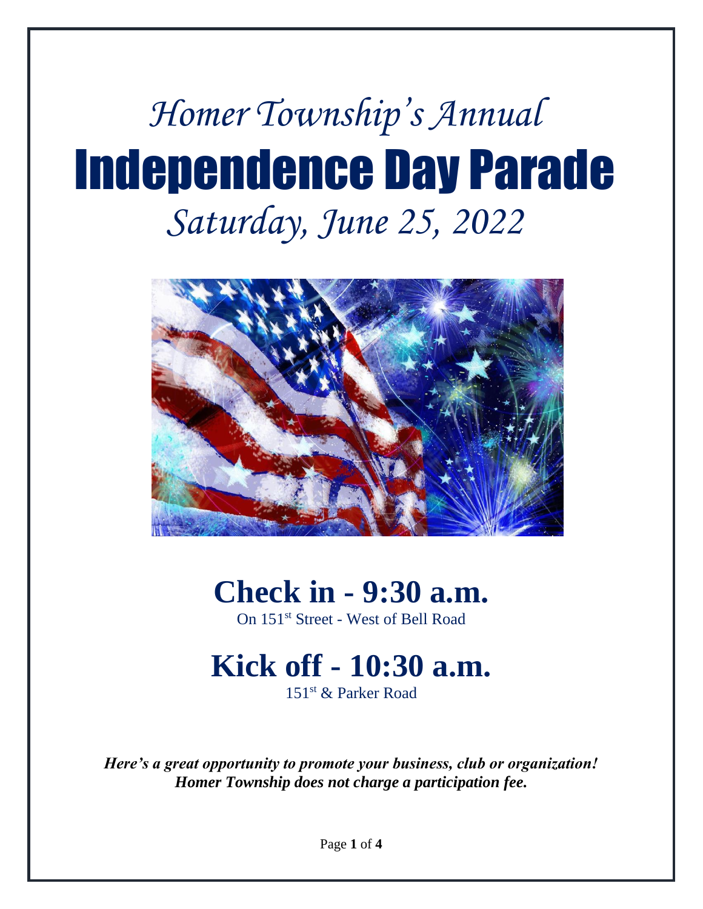# *Homer Township's Annual*

# Independence Day Parade

## *Saturday, June 25, 2022*

## Check in - 9:30 a.m.

On 151st Street - West of Bell Road

## Kick off - 10:30 a.m.

151st & Parker Road

***Here's a great opportunity to promote your business, club or organization!***
***Homer Township does not charge a participation fee.***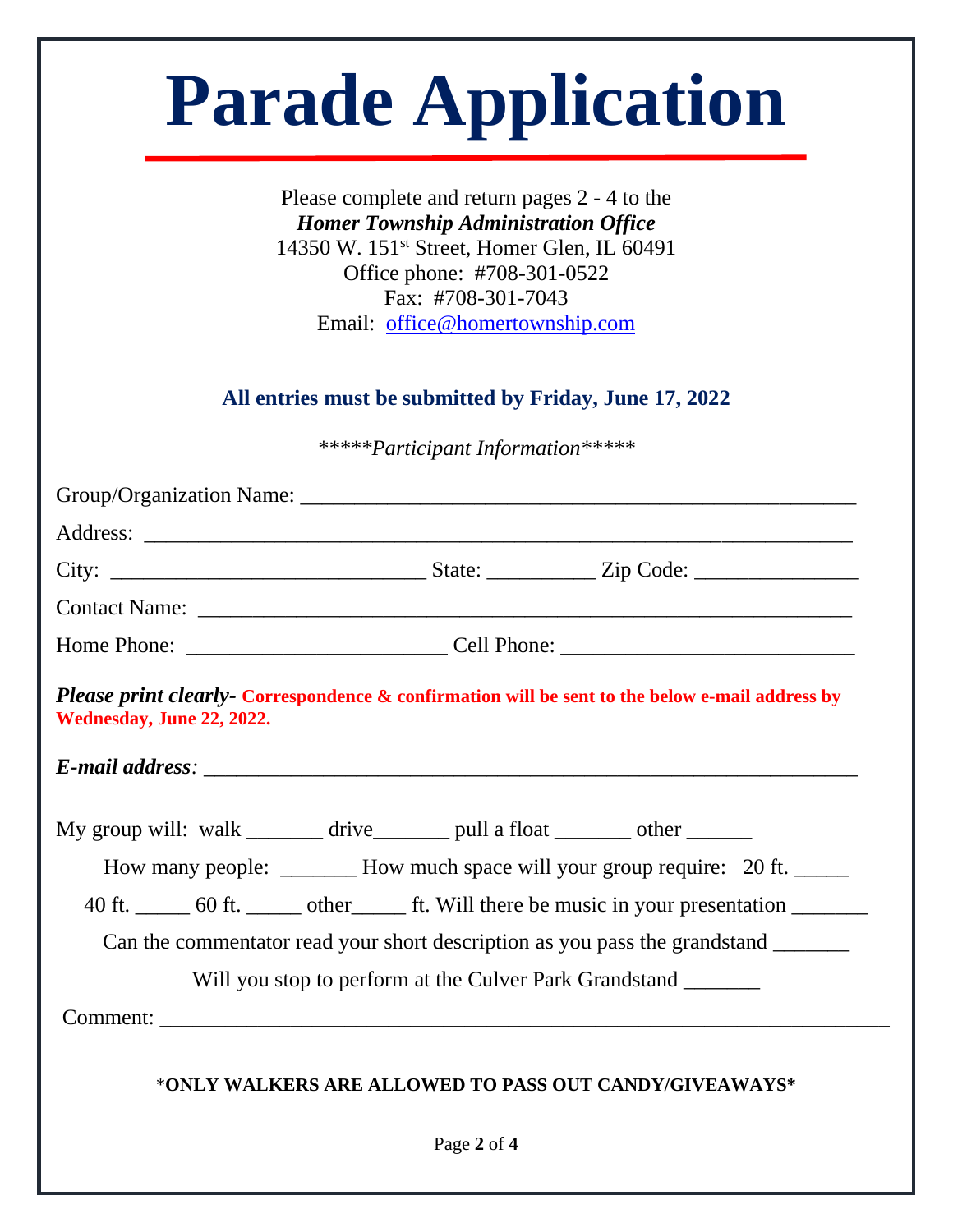# Parade Application

Please complete and return pages 2 - 4 to the
***Homer Township Administration Office***
14350 W. 151st Street, Homer Glen, IL 60491
Office phone: #708-301-0522
Fax: #708-301-7043
Email: office@homertownship.com

**All entries must be submitted by Friday, June 17, 2022**

*\*\*\*\*\*Participant Information\*\*\*\*\**

Group/Organization Name: ____________________________________________________

Address: _______________________________________________________________

City: ____________________________ State: __________ Zip Code: _______________

Contact Name: ___________________________________________________________

Home Phone: ________________________ Cell Phone: ___________________________

***Please print clearly-*** **Correspondence & confirmation will be sent to the below e-mail address by Wednesday, June 22, 2022.**

***E-mail address:*** _____________________________________________________________

My group will: walk _______ drive_______ pull a float _______ other ______

How many people: _______ How much space will your group require: 20 ft. _____

40 ft. _____ 60 ft. _____ other_____ ft. Will there be music in your presentation _______

Can the commentator read your short description as you pass the grandstand _______

Will you stop to perform at the Culver Park Grandstand _______

Comment: ____________________________________________________________________

**\*ONLY WALKERS ARE ALLOWED TO PASS OUT CANDY/GIVEAWAYS\***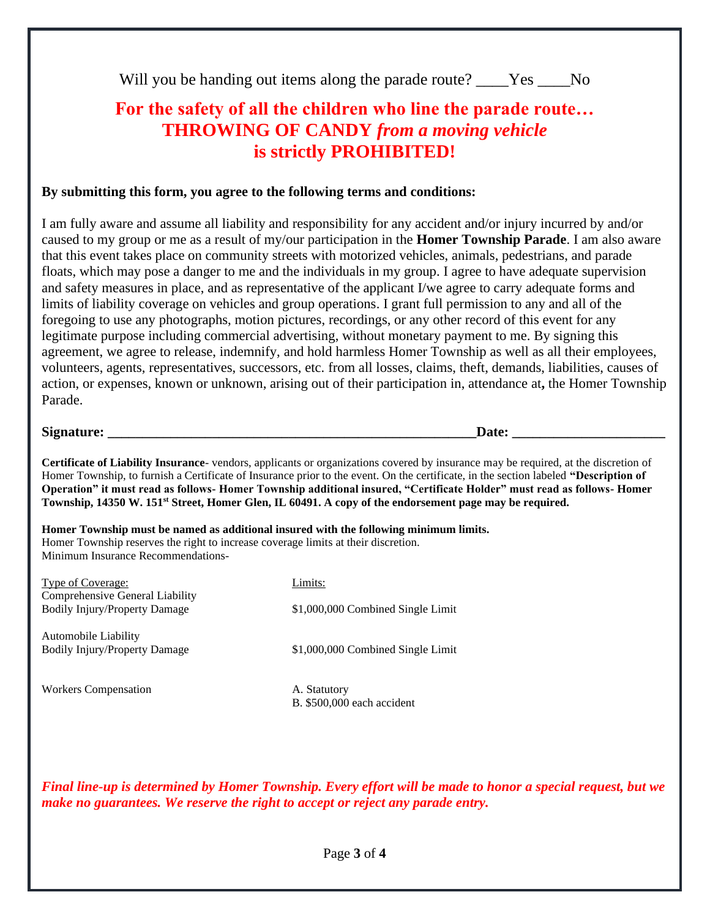Will you be handing out items along the parade route? ____Yes ____No

## For the safety of all the children who line the parade route… THROWING OF CANDY *from a moving vehicle* is strictly PROHIBITED!

**By submitting this form, you agree to the following terms and conditions:**

I am fully aware and assume all liability and responsibility for any accident and/or injury incurred by and/or caused to my group or me as a result of my/our participation in the **Homer Township Parade**. I am also aware that this event takes place on community streets with motorized vehicles, animals, pedestrians, and parade floats, which may pose a danger to me and the individuals in my group. I agree to have adequate supervision and safety measures in place, and as representative of the applicant I/we agree to carry adequate forms and limits of liability coverage on vehicles and group operations. I grant full permission to any and all of the foregoing to use any photographs, motion pictures, recordings, or any other record of this event for any legitimate purpose including commercial advertising, without monetary payment to me. By signing this agreement, we agree to release, indemnify, and hold harmless Homer Township as well as all their employees, volunteers, agents, representatives, successors, etc. from all losses, claims, theft, demands, liabilities, causes of action, or expenses, known or unknown, arising out of their participation in, attendance at**,** the Homer Township Parade.

**Signature: ______________________________________________________Date: _____________________**

**Certificate of Liability Insurance**- vendors, applicants or organizations covered by insurance may be required, at the discretion of Homer Township, to furnish a Certificate of Insurance prior to the event. On the certificate, in the section labeled **"Description of Operation" it must read as follows- Homer Township additional insured, "Certificate Holder" must read as follows- Homer Township, 14350 W. 151st Street, Homer Glen, IL 60491. A copy of the endorsement page may be required.**

**Homer Township must be named as additional insured with the following minimum limits.**
Homer Township reserves the right to increase coverage limits at their discretion.
Minimum Insurance Recommendations-

| Type of Coverage: | Limits: |
|---|---|
| Comprehensive General Liability Bodily Injury/Property Damage | $1,000,000 Combined Single Limit |
| Automobile Liability Bodily Injury/Property Damage | $1,000,000 Combined Single Limit |
| Workers Compensation | A. Statutory<br>B. $500,000 each accident |

***Final line-up is determined by Homer Township. Every effort will be made to honor a special request, but we make no guarantees. We reserve the right to accept or reject any parade entry.***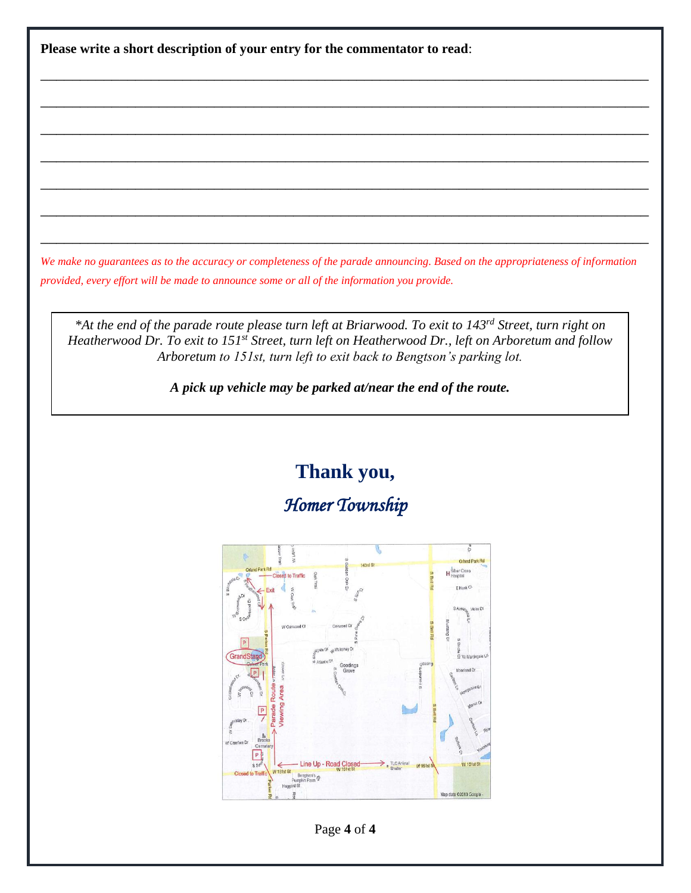**Please write a short description of your entry for the commentator to read**:

_______________________________________________________________________________

_______________________________________________________________________________

_______________________________________________________________________________

_______________________________________________________________________________

_______________________________________________________________________________

_______________________________________________________________________________

_______________________________________________________________________________

*We make no guarantees as to the accuracy or completeness of the parade announcing. Based on the appropriateness of information provided, every effort will be made to announce some or all of the information you provide.*

*\*At the end of the parade route please turn left at Briarwood. To exit to 143rd Street, turn right on Heatherwood Dr. To exit to 151st Street, turn left on Heatherwood Dr., left on Arboretum and follow Arboretum to 151st, turn left to exit back to Bengtson's parking lot.*

***A pick up vehicle may be parked at/near the end of the route.***

## Thank you,

*Homer Township*

Orland Park Rd
143rd St
Closed to Traffic
Exit
Silver Cross Hospital
GrandStand
Parade Route
Viewing Area
Goodings Grove
Brooks Cemetery
Line Up - Road Closed
W 151st St
Closed to Traffic
Bengtson's Pumpkin Farm
TLC Animal Shelter
S Bell Rd
S Parker Rd
Map data ©2013 Google